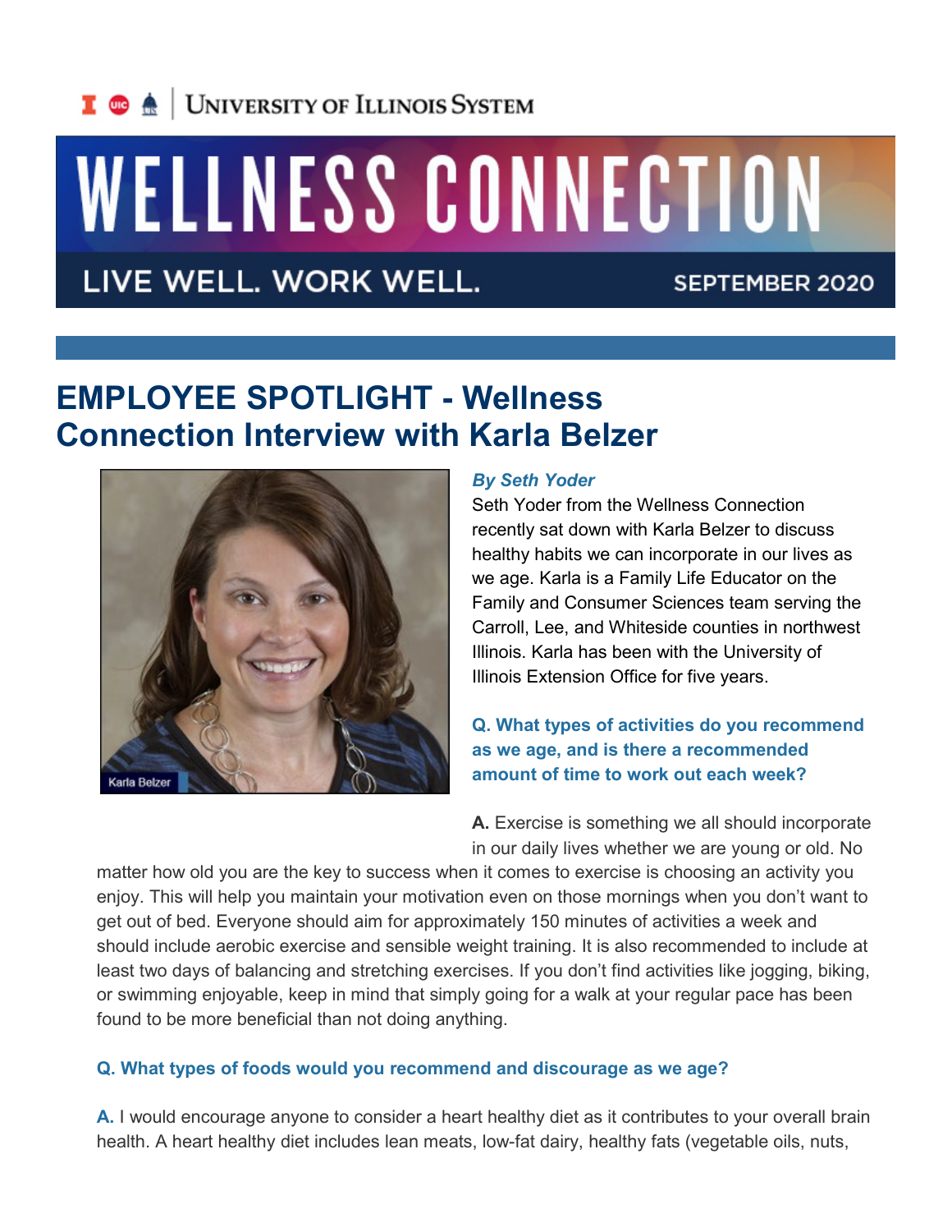University of Illinois System

# WELLNESS CONNECTION

LIVE WELL. WORK WELL. SEPTEMBER 2020

## EMPLOYEE SPOTLIGHT - Wellness Connection Interview with Karla Belzer

***By Seth Yoder***

Seth Yoder from the Wellness Connection recently sat down with Karla Belzer to discuss healthy habits we can incorporate in our lives as we age. Karla is a Family Life Educator on the Family and Consumer Sciences team serving the Carroll, Lee, and Whiteside counties in northwest Illinois. Karla has been with the University of Illinois Extension Office for five years.

**Q. What types of activities do you recommend as we age, and is there a recommended amount of time to work out each week?**

**A.** Exercise is something we all should incorporate in our daily lives whether we are young or old. No matter how old you are the key to success when it comes to exercise is choosing an activity you enjoy. This will help you maintain your motivation even on those mornings when you don't want to get out of bed. Everyone should aim for approximately 150 minutes of activities a week and should include aerobic exercise and sensible weight training. It is also recommended to include at least two days of balancing and stretching exercises. If you don't find activities like jogging, biking, or swimming enjoyable, keep in mind that simply going for a walk at your regular pace has been found to be more beneficial than not doing anything.

**Q. What types of foods would you recommend and discourage as we age?**

**A.** I would encourage anyone to consider a heart healthy diet as it contributes to your overall brain health. A heart healthy diet includes lean meats, low-fat dairy, healthy fats (vegetable oils, nuts,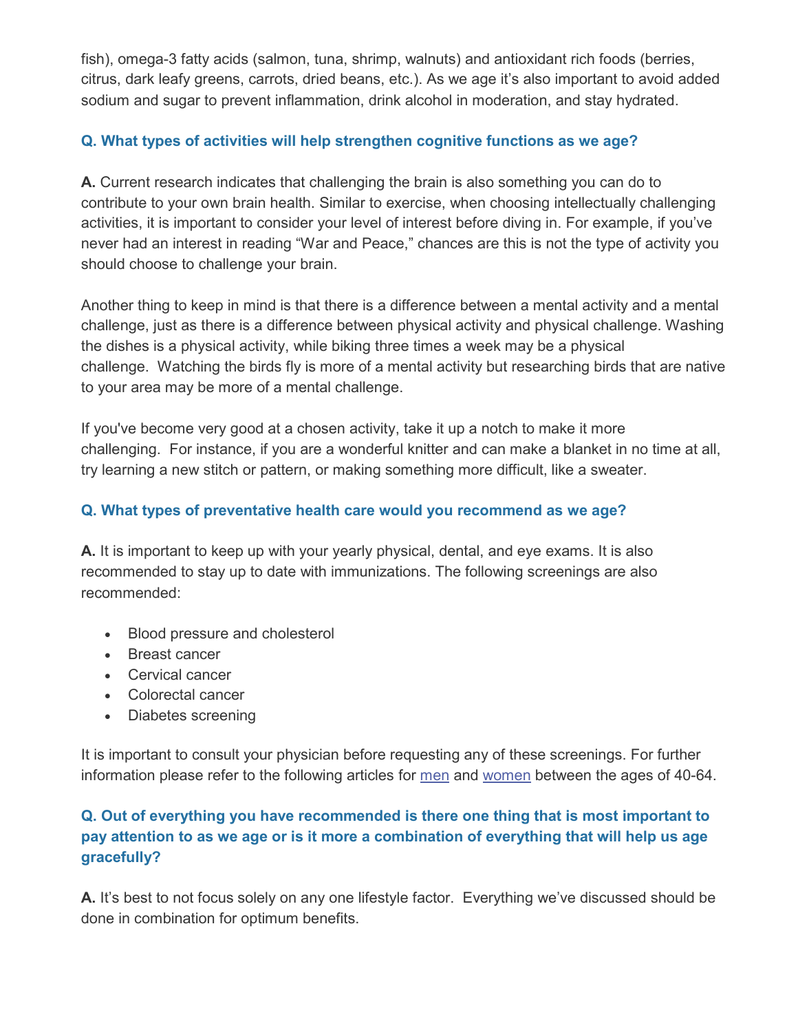fish), omega-3 fatty acids (salmon, tuna, shrimp, walnuts) and antioxidant rich foods (berries, citrus, dark leafy greens, carrots, dried beans, etc.). As we age it's also important to avoid added sodium and sugar to prevent inflammation, drink alcohol in moderation, and stay hydrated.

### Q. What types of activities will help strengthen cognitive functions as we age?

**A.** Current research indicates that challenging the brain is also something you can do to contribute to your own brain health. Similar to exercise, when choosing intellectually challenging activities, it is important to consider your level of interest before diving in. For example, if you've never had an interest in reading "War and Peace," chances are this is not the type of activity you should choose to challenge your brain.

Another thing to keep in mind is that there is a difference between a mental activity and a mental challenge, just as there is a difference between physical activity and physical challenge. Washing the dishes is a physical activity, while biking three times a week may be a physical challenge. Watching the birds fly is more of a mental activity but researching birds that are native to your area may be more of a mental challenge.

If you've become very good at a chosen activity, take it up a notch to make it more challenging. For instance, if you are a wonderful knitter and can make a blanket in no time at all, try learning a new stitch or pattern, or making something more difficult, like a sweater.

### Q. What types of preventative health care would you recommend as we age?

**A.** It is important to keep up with your yearly physical, dental, and eye exams. It is also recommended to stay up to date with immunizations. The following screenings are also recommended:

- Blood pressure and cholesterol
- Breast cancer
- Cervical cancer
- Colorectal cancer
- Diabetes screening

It is important to consult your physician before requesting any of these screenings. For further information please refer to the following articles for men and women between the ages of 40-64.

### Q. Out of everything you have recommended is there one thing that is most important to pay attention to as we age or is it more a combination of everything that will help us age gracefully?

**A.** It's best to not focus solely on any one lifestyle factor. Everything we've discussed should be done in combination for optimum benefits.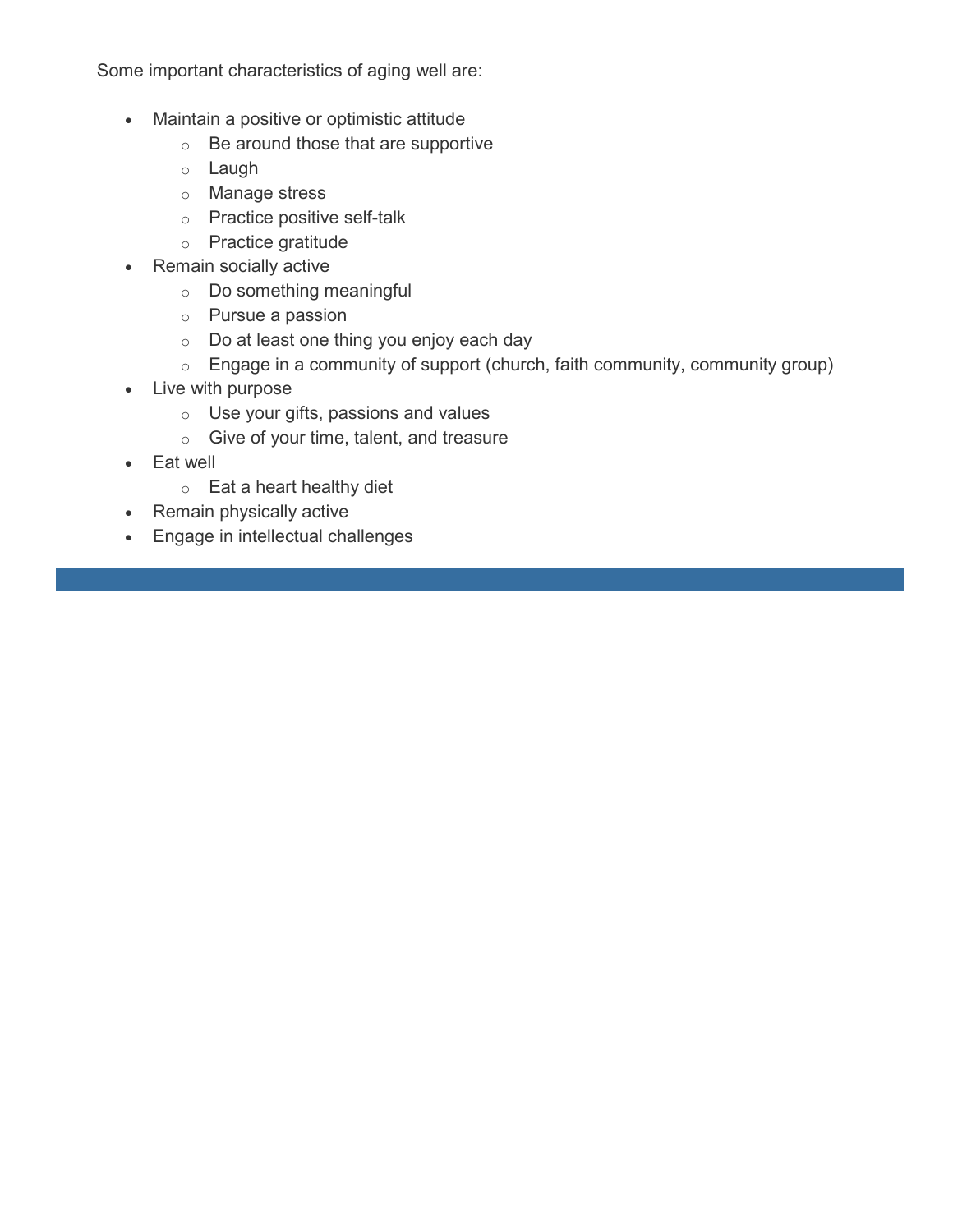Some important characteristics of aging well are:

- Maintain a positive or optimistic attitude
    - Be around those that are supportive
    - Laugh
    - Manage stress
    - Practice positive self-talk
    - Practice gratitude
- Remain socially active
    - Do something meaningful
    - Pursue a passion
    - Do at least one thing you enjoy each day
    - Engage in a community of support (church, faith community, community group)
- Live with purpose
    - Use your gifts, passions and values
    - Give of your time, talent, and treasure
- Eat well
    - Eat a heart healthy diet
- Remain physically active
- Engage in intellectual challenges